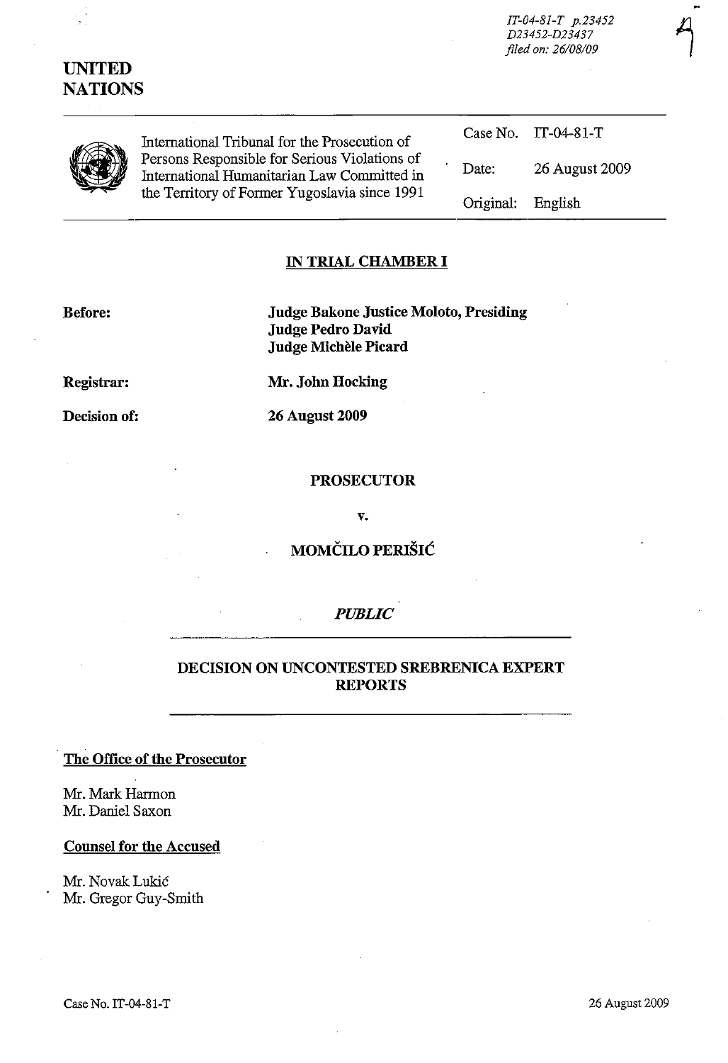IT-04-81-T p.23452
D23452-D23437
filed on: 26/08/09

# UNITED NATIONS

| International Tribunal for the Prosecution of Persons Responsible for Serious Violations of International Humanitarian Law Committed in the Territory of Former Yugoslavia since 1991 | Case No. | IT-04-81-T |
|---|---|---|
| | Date: | 26 August 2009 |
| | Original: | English |

## IN TRIAL CHAMBER I

**Before:** **Judge Bakone Justice Moloto, Presiding**
**Judge Pedro David**
**Judge Michèle Picard**

**Registrar:** **Mr. John Hocking**

**Decision of:** **26 August 2009**

**PROSECUTOR**

**v.**

**MOMČILO PERIŠIĆ**

***PUBLIC***

## DECISION ON UNCONTESTED SREBRENICA EXPERT REPORTS

**The Office of the Prosecutor**

Mr. Mark Harmon
Mr. Daniel Saxon

**Counsel for the Accused**

Mr. Novak Lukić
Mr. Gregor Guy-Smith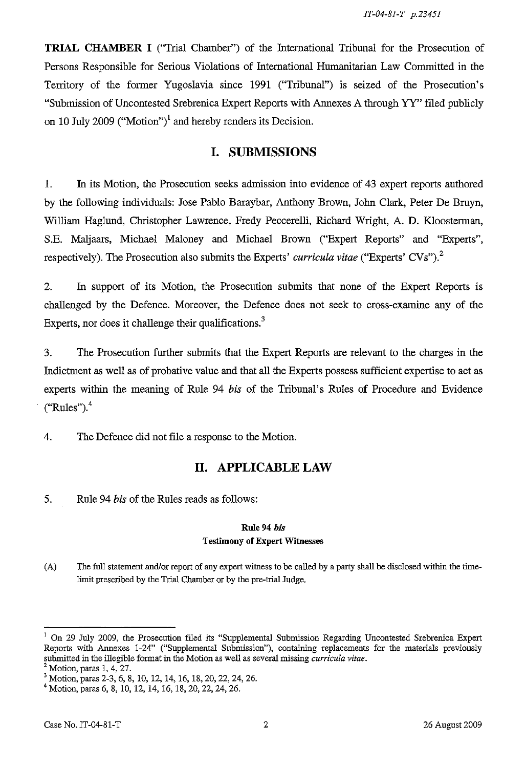**TRIAL CHAMBER I** ("Trial Chamber") of the International Tribunal for the Prosecution of Persons Responsible for Serious Violations of International Humanitarian Law Committed in the Territory of the former Yugoslavia since 1991 ("Tribunal") is seized of the Prosecution's "Submission of Uncontested Srebrenica Expert Reports with Annexes A through YY" filed publicly on 10 July 2009 ("Motion")[1] and hereby renders its Decision.

## I. SUBMISSIONS

1. In its Motion, the Prosecution seeks admission into evidence of 43 expert reports authored by the following individuals: Jose Pablo Baraybar, Anthony Brown, John Clark, Peter De Bruyn, William Haglund, Christopher Lawrence, Fredy Peccerelli, Richard Wright, A. D. Kloosterman, S.E. Maljaars, Michael Maloney and Michael Brown ("Expert Reports" and "Experts", respectively). The Prosecution also submits the Experts' *curricula vitae* ("Experts' CVs").[2]

2. In support of its Motion, the Prosecution submits that none of the Expert Reports is challenged by the Defence. Moreover, the Defence does not seek to cross-examine any of the Experts, nor does it challenge their qualifications.[3]

3. The Prosecution further submits that the Expert Reports are relevant to the charges in the Indictment as well as of probative value and that all the Experts possess sufficient expertise to act as experts within the meaning of Rule 94 *bis* of the Tribunal's Rules of Procedure and Evidence ("Rules").[4]

4. The Defence did not file a response to the Motion.

## II. APPLICABLE LAW

5. Rule 94 *bis* of the Rules reads as follows:

**Rule 94 *bis***
**Testimony of Expert Witnesses**

(A) The full statement and/or report of any expert witness to be called by a party shall be disclosed within the time-limit prescribed by the Trial Chamber or by the pre-trial Judge.

---

[1] On 29 July 2009, the Prosecution filed its "Supplemental Submission Regarding Uncontested Srebrenica Expert Reports with Annexes 1-24" ("Supplemental Submission"), containing replacements for the materials previously submitted in the illegible format in the Motion as well as several missing *curricula vitae*.

[2] Motion, paras 1, 4, 27.

[3] Motion, paras 2-3, 6, 8, 10, 12, 14, 16, 18, 20, 22, 24, 26.

[4] Motion, paras 6, 8, 10, 12, 14, 16, 18, 20, 22, 24, 26.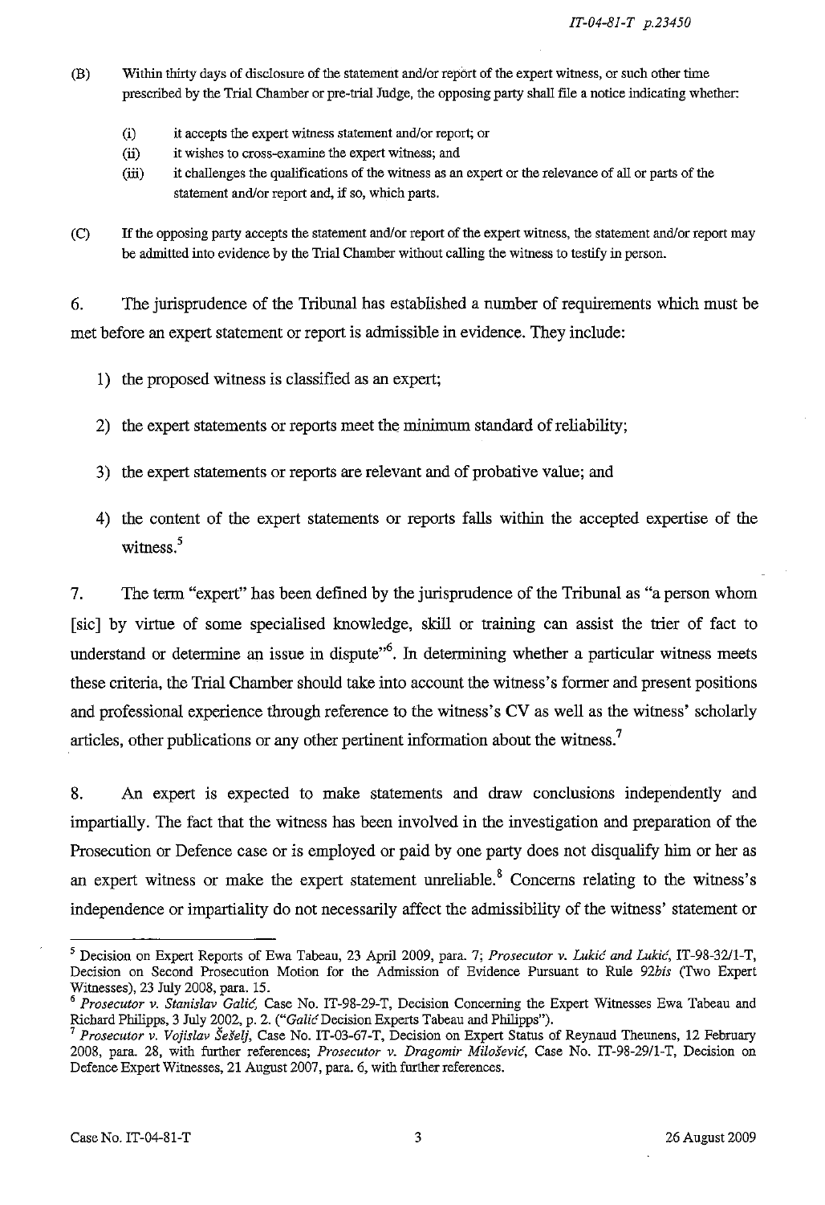(B) Within thirty days of disclosure of the statement and/or report of the expert witness, or such other time prescribed by the Trial Chamber or pre-trial Judge, the opposing party shall file a notice indicating whether:

(i) it accepts the expert witness statement and/or report; or

(ii) it wishes to cross-examine the expert witness; and

(iii) it challenges the qualifications of the witness as an expert or the relevance of all or parts of the statement and/or report and, if so, which parts.

(C) If the opposing party accepts the statement and/or report of the expert witness, the statement and/or report may be admitted into evidence by the Trial Chamber without calling the witness to testify in person.

6. The jurisprudence of the Tribunal has established a number of requirements which must be met before an expert statement or report is admissible in evidence. They include:

1) the proposed witness is classified as an expert;

2) the expert statements or reports meet the minimum standard of reliability;

3) the expert statements or reports are relevant and of probative value; and

4) the content of the expert statements or reports falls within the accepted expertise of the witness.[5]

7. The term "expert" has been defined by the jurisprudence of the Tribunal as "a person whom [sic] by virtue of some specialised knowledge, skill or training can assist the trier of fact to understand or determine an issue in dispute"[6]. In determining whether a particular witness meets these criteria, the Trial Chamber should take into account the witness's former and present positions and professional experience through reference to the witness's CV as well as the witness' scholarly articles, other publications or any other pertinent information about the witness.[7]

8. An expert is expected to make statements and draw conclusions independently and impartially. The fact that the witness has been involved in the investigation and preparation of the Prosecution or Defence case or is employed or paid by one party does not disqualify him or her as an expert witness or make the expert statement unreliable.[8] Concerns relating to the witness's independence or impartiality do not necessarily affect the admissibility of the witness' statement or

---

[5] Decision on Expert Reports of Ewa Tabeau, 23 April 2009, para. 7; *Prosecutor v. Lukić and Lukić*, IT-98-32/1-T, Decision on Second Prosecution Motion for the Admission of Evidence Pursuant to Rule 92*bis* (Two Expert Witnesses), 23 July 2008, para. 15.

[6] *Prosecutor v. Stanislav Galić*, Case No. IT-98-29-T, Decision Concerning the Expert Witnesses Ewa Tabeau and Richard Philipps, 3 July 2002, p. 2. ("*Galić* Decision Experts Tabeau and Philipps").

[7] *Prosecutor v. Vojislav Šešelj*, Case No. IT-03-67-T, Decision on Expert Status of Reynaud Theunens, 12 February 2008, para. 28, with further references; *Prosecutor v. Dragomir Milošević*, Case No. IT-98-29/1-T, Decision on Defence Expert Witnesses, 21 August 2007, para. 6, with further references.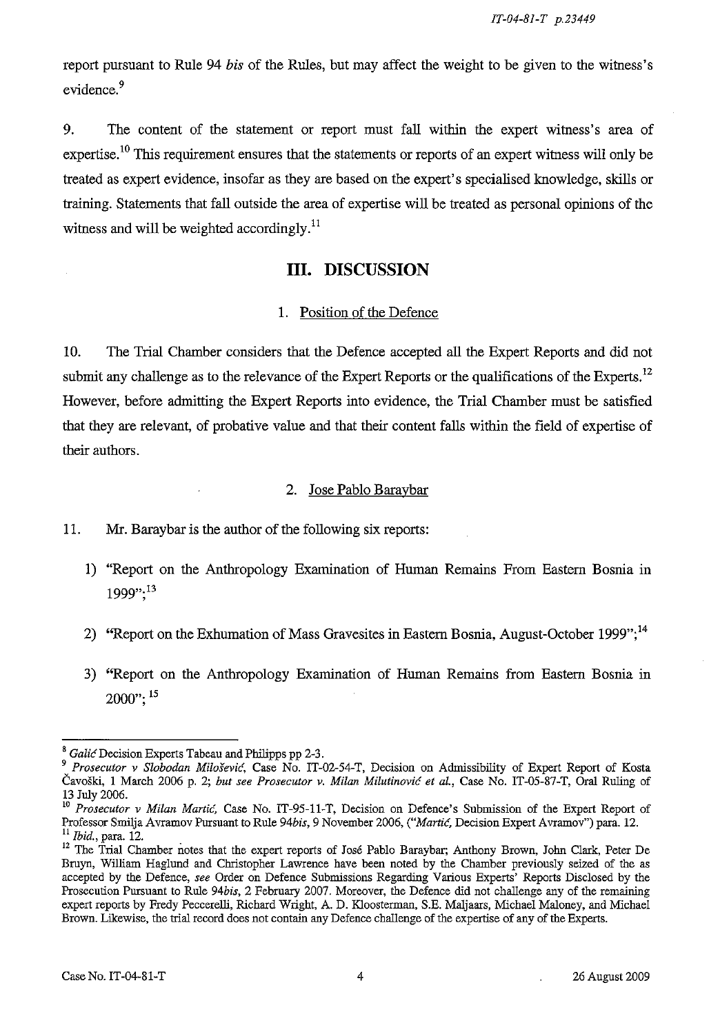report pursuant to Rule 94 *bis* of the Rules, but may affect the weight to be given to the witness's evidence.[9]

9. The content of the statement or report must fall within the expert witness's area of expertise.[10] This requirement ensures that the statements or reports of an expert witness will only be treated as expert evidence, insofar as they are based on the expert's specialised knowledge, skills or training. Statements that fall outside the area of expertise will be treated as personal opinions of the witness and will be weighted accordingly.[11]

## III. DISCUSSION

### 1. Position of the Defence

10. The Trial Chamber considers that the Defence accepted all the Expert Reports and did not submit any challenge as to the relevance of the Expert Reports or the qualifications of the Experts.[12] However, before admitting the Expert Reports into evidence, the Trial Chamber must be satisfied that they are relevant, of probative value and that their content falls within the field of expertise of their authors.

### 2. Jose Pablo Baraybar

11. Mr. Baraybar is the author of the following six reports:

1) "Report on the Anthropology Examination of Human Remains From Eastern Bosnia in 1999";[13]

2) "Report on the Exhumation of Mass Gravesites in Eastern Bosnia, August-October 1999";[14]

3) "Report on the Anthropology Examination of Human Remains from Eastern Bosnia in 2000"; [15]

---

[8] *Galić* Decision Experts Tabeau and Philipps pp 2-3.

[9] *Prosecutor v Slobodan Milošević*, Case No. IT-02-54-T, Decision on Admissibility of Expert Report of Kosta Čavoški, 1 March 2006 p. 2; *but see Prosecutor v. Milan Milutinović et al.*, Case No. IT-05-87-T, Oral Ruling of 13 July 2006.

[10] *Prosecutor v Milan Martić*, Case No. IT-95-11-T, Decision on Defence's Submission of the Expert Report of Professor Smilja Avramov Pursuant to Rule 94*bis*, 9 November 2006, ("*Martić*, Decision Expert Avramov") para. 12.

[11] *Ibid.*, para. 12.

[12] The Trial Chamber notes that the expert reports of José Pablo Baraybar; Anthony Brown, John Clark, Peter De Bruyn, William Haglund and Christopher Lawrence have been noted by the Chamber previously seized of the as accepted by the Defence, *see* Order on Defence Submissions Regarding Various Experts' Reports Disclosed by the Prosecution Pursuant to Rule 94*bis*, 2 February 2007. Moreover, the Defence did not challenge any of the remaining expert reports by Fredy Peccerelli, Richard Wright, A. D. Kloosterman, S.E. Maljaars, Michael Maloney, and Michael Brown. Likewise, the trial record does not contain any Defence challenge of the expertise of any of the Experts.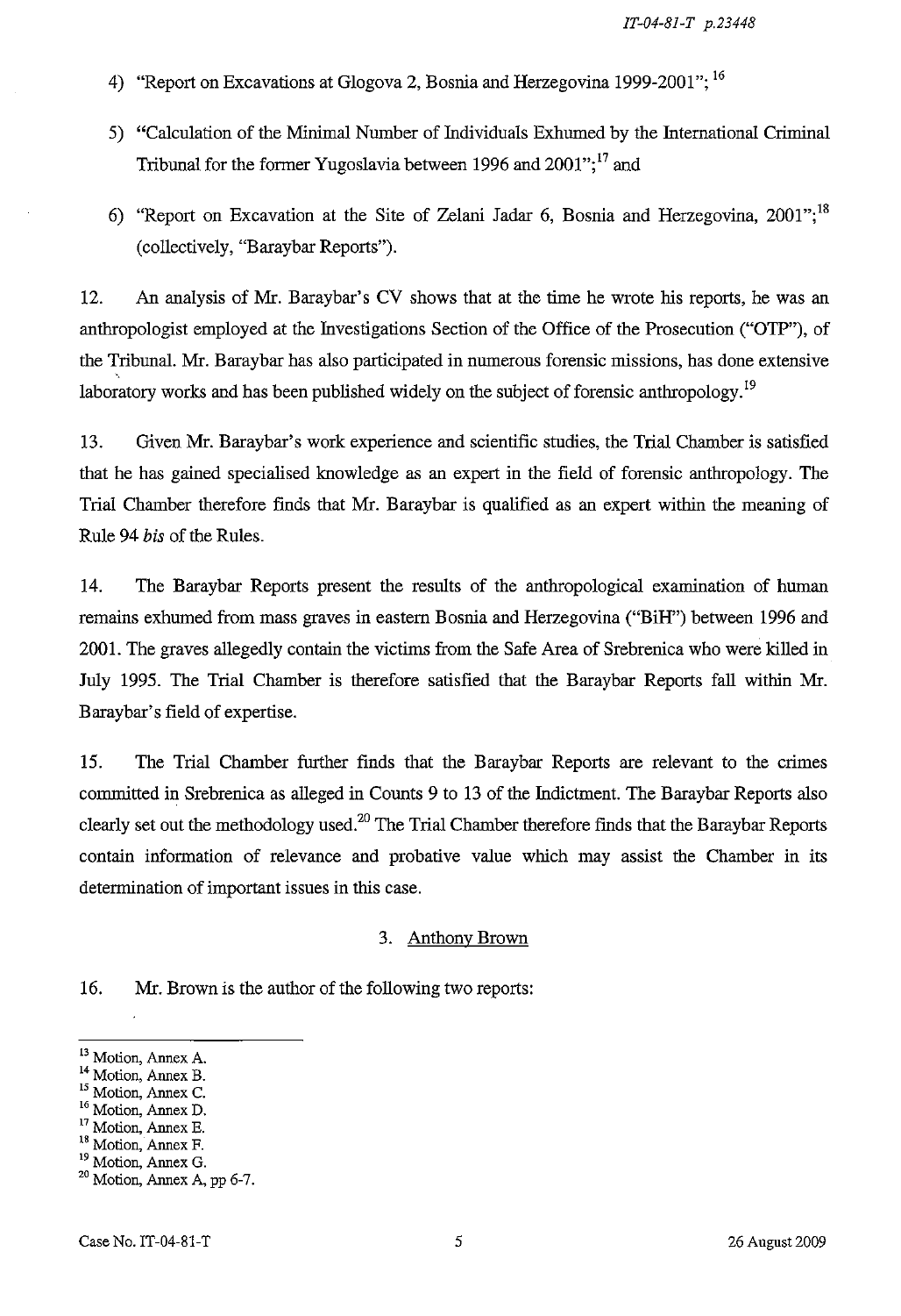4) "Report on Excavations at Glogova 2, Bosnia and Herzegovina 1999-2001";[16]

5) "Calculation of the Minimal Number of Individuals Exhumed by the International Criminal Tribunal for the former Yugoslavia between 1996 and 2001";[17] and

6) "Report on Excavation at the Site of Zelani Jadar 6, Bosnia and Herzegovina, 2001";[18] (collectively, "Baraybar Reports").

12. An analysis of Mr. Baraybar's CV shows that at the time he wrote his reports, he was an anthropologist employed at the Investigations Section of the Office of the Prosecution ("OTP"), of the Tribunal. Mr. Baraybar has also participated in numerous forensic missions, has done extensive laboratory works and has been published widely on the subject of forensic anthropology.[19]

13. Given Mr. Baraybar's work experience and scientific studies, the Trial Chamber is satisfied that he has gained specialised knowledge as an expert in the field of forensic anthropology. The Trial Chamber therefore finds that Mr. Baraybar is qualified as an expert within the meaning of Rule 94 *bis* of the Rules.

14. The Baraybar Reports present the results of the anthropological examination of human remains exhumed from mass graves in eastern Bosnia and Herzegovina ("BiH") between 1996 and 2001. The graves allegedly contain the victims from the Safe Area of Srebrenica who were killed in July 1995. The Trial Chamber is therefore satisfied that the Baraybar Reports fall within Mr. Baraybar's field of expertise.

15. The Trial Chamber further finds that the Baraybar Reports are relevant to the crimes committed in Srebrenica as alleged in Counts 9 to 13 of the Indictment. The Baraybar Reports also clearly set out the methodology used.[20] The Trial Chamber therefore finds that the Baraybar Reports contain information of relevance and probative value which may assist the Chamber in its determination of important issues in this case.

### 3. Anthony Brown

16. Mr. Brown is the author of the following two reports:

---

[13] Motion, Annex A.
[14] Motion, Annex B.
[15] Motion, Annex C.
[16] Motion, Annex D.
[17] Motion, Annex E.
[18] Motion, Annex F.
[19] Motion, Annex G.
[20] Motion, Annex A, pp 6-7.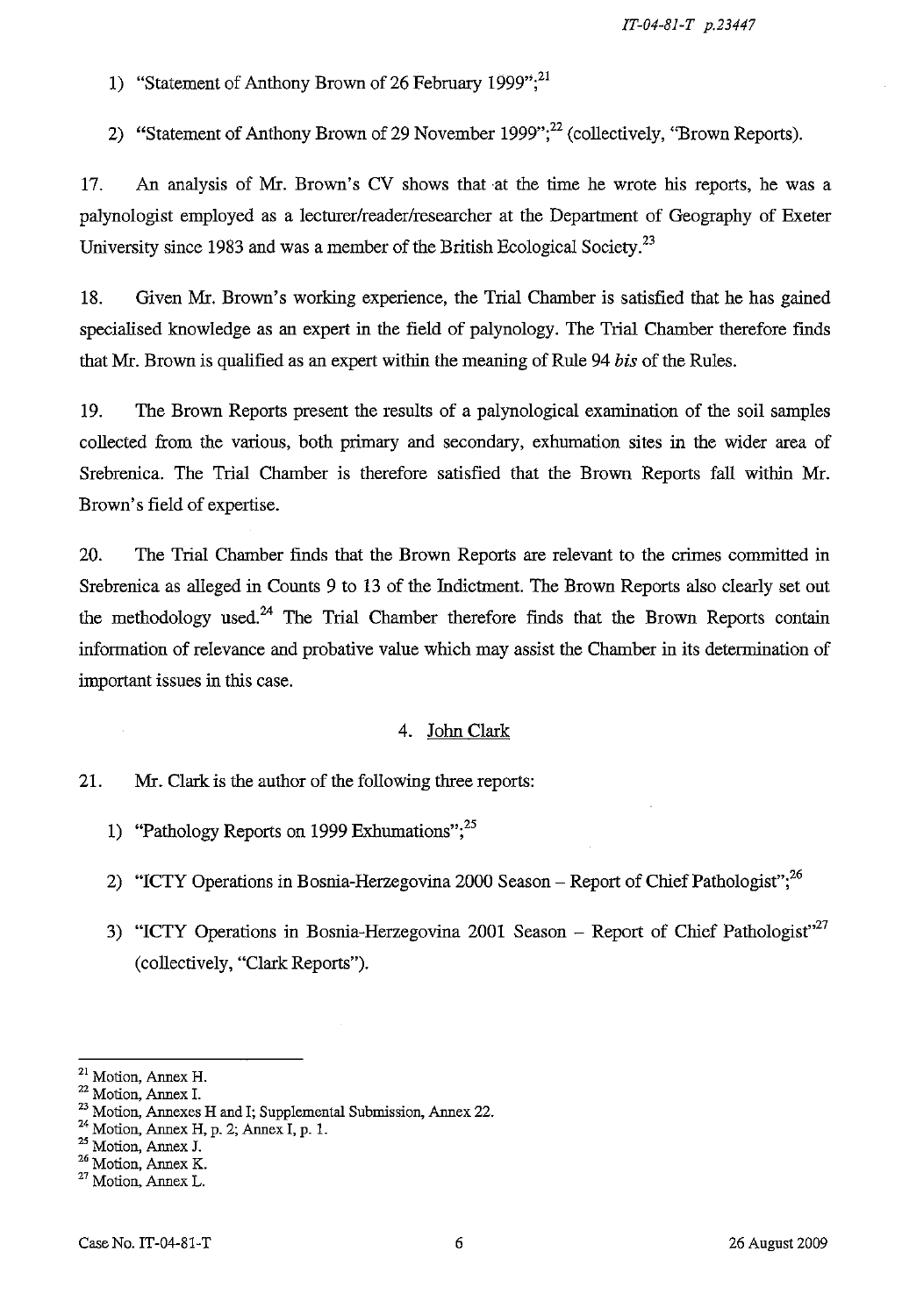1) "Statement of Anthony Brown of 26 February 1999";[21]

2) "Statement of Anthony Brown of 29 November 1999";[22] (collectively, "Brown Reports).

17. An analysis of Mr. Brown's CV shows that at the time he wrote his reports, he was a palynologist employed as a lecturer/reader/researcher at the Department of Geography of Exeter University since 1983 and was a member of the British Ecological Society.[23]

18. Given Mr. Brown's working experience, the Trial Chamber is satisfied that he has gained specialised knowledge as an expert in the field of palynology. The Trial Chamber therefore finds that Mr. Brown is qualified as an expert within the meaning of Rule 94 *bis* of the Rules.

19. The Brown Reports present the results of a palynological examination of the soil samples collected from the various, both primary and secondary, exhumation sites in the wider area of Srebrenica. The Trial Chamber is therefore satisfied that the Brown Reports fall within Mr. Brown's field of expertise.

20. The Trial Chamber finds that the Brown Reports are relevant to the crimes committed in Srebrenica as alleged in Counts 9 to 13 of the Indictment. The Brown Reports also clearly set out the methodology used.[24] The Trial Chamber therefore finds that the Brown Reports contain information of relevance and probative value which may assist the Chamber in its determination of important issues in this case.

4. John Clark

21. Mr. Clark is the author of the following three reports:

1) "Pathology Reports on 1999 Exhumations";[25]

2) "ICTY Operations in Bosnia-Herzegovina 2000 Season – Report of Chief Pathologist";[26]

3) "ICTY Operations in Bosnia-Herzegovina 2001 Season – Report of Chief Pathologist"[27] (collectively, "Clark Reports").

---

[21] Motion, Annex H.
[22] Motion, Annex I.
[23] Motion, Annexes H and I; Supplemental Submission, Annex 22.
[24] Motion, Annex H, p. 2; Annex I, p. 1.
[25] Motion, Annex J.
[26] Motion, Annex K.
[27] Motion, Annex L.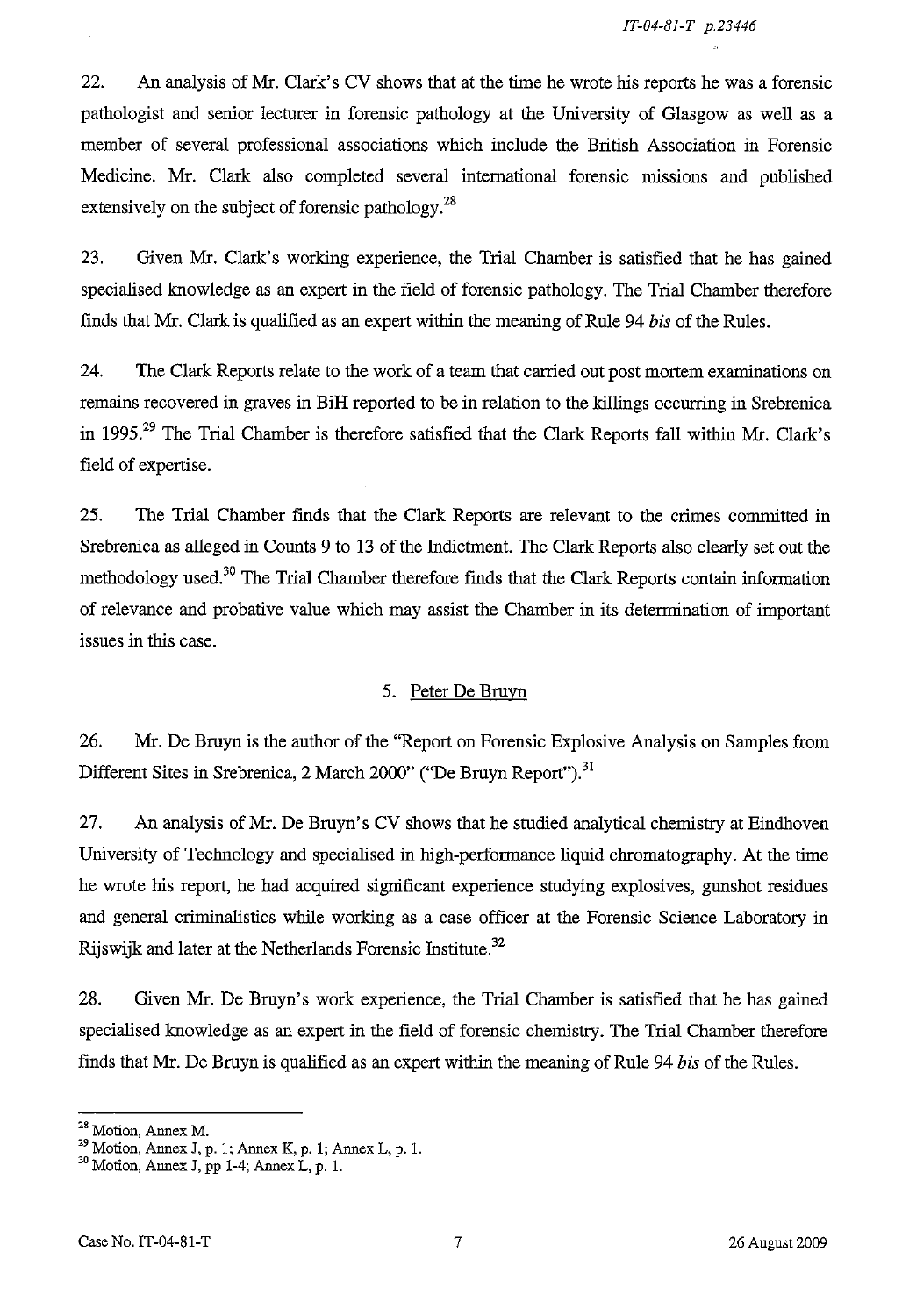22. An analysis of Mr. Clark's CV shows that at the time he wrote his reports he was a forensic pathologist and senior lecturer in forensic pathology at the University of Glasgow as well as a member of several professional associations which include the British Association in Forensic Medicine. Mr. Clark also completed several international forensic missions and published extensively on the subject of forensic pathology.[28]

23. Given Mr. Clark's working experience, the Trial Chamber is satisfied that he has gained specialised knowledge as an expert in the field of forensic pathology. The Trial Chamber therefore finds that Mr. Clark is qualified as an expert within the meaning of Rule 94 *bis* of the Rules.

24. The Clark Reports relate to the work of a team that carried out post mortem examinations on remains recovered in graves in BiH reported to be in relation to the killings occurring in Srebrenica in 1995.[29] The Trial Chamber is therefore satisfied that the Clark Reports fall within Mr. Clark's field of expertise.

25. The Trial Chamber finds that the Clark Reports are relevant to the crimes committed in Srebrenica as alleged in Counts 9 to 13 of the Indictment. The Clark Reports also clearly set out the methodology used.[30] The Trial Chamber therefore finds that the Clark Reports contain information of relevance and probative value which may assist the Chamber in its determination of important issues in this case.

5. Peter De Bruyn

26. Mr. De Bruyn is the author of the "Report on Forensic Explosive Analysis on Samples from Different Sites in Srebrenica, 2 March 2000" ("De Bruyn Report").[31]

27. An analysis of Mr. De Bruyn's CV shows that he studied analytical chemistry at Eindhoven University of Technology and specialised in high-performance liquid chromatography. At the time he wrote his report, he had acquired significant experience studying explosives, gunshot residues and general criminalistics while working as a case officer at the Forensic Science Laboratory in Rijswijk and later at the Netherlands Forensic Institute.[32]

28. Given Mr. De Bruyn's work experience, the Trial Chamber is satisfied that he has gained specialised knowledge as an expert in the field of forensic chemistry. The Trial Chamber therefore finds that Mr. De Bruyn is qualified as an expert within the meaning of Rule 94 *bis* of the Rules.

---

[28] Motion, Annex M.

[29] Motion, Annex J, p. 1; Annex K, p. 1; Annex L, p. 1.

[30] Motion, Annex J, pp 1-4; Annex L, p. 1.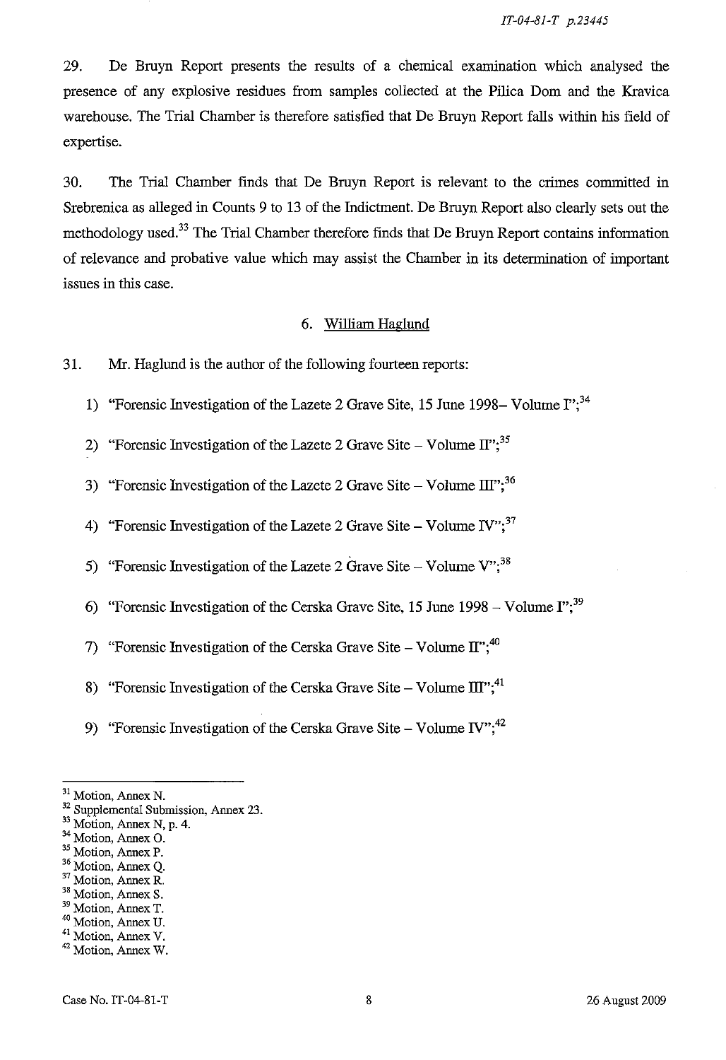29. De Bruyn Report presents the results of a chemical examination which analysed the presence of any explosive residues from samples collected at the Pilica Dom and the Kravica warehouse. The Trial Chamber is therefore satisfied that De Bruyn Report falls within his field of expertise.

30. The Trial Chamber finds that De Bruyn Report is relevant to the crimes committed in Srebrenica as alleged in Counts 9 to 13 of the Indictment. De Bruyn Report also clearly sets out the methodology used.[33] The Trial Chamber therefore finds that De Bruyn Report contains information of relevance and probative value which may assist the Chamber in its determination of important issues in this case.

### 6. William Haglund

31. Mr. Haglund is the author of the following fourteen reports:

1) "Forensic Investigation of the Lazete 2 Grave Site, 15 June 1998– Volume I";[34]

2) "Forensic Investigation of the Lazete 2 Grave Site – Volume II";[35]

3) "Forensic Investigation of the Lazete 2 Grave Site – Volume III";[36]

4) "Forensic Investigation of the Lazete 2 Grave Site – Volume IV";[37]

5) "Forensic Investigation of the Lazete 2 Grave Site – Volume V";[38]

6) "Forensic Investigation of the Cerska Grave Site, 15 June 1998 – Volume I";[39]

7) "Forensic Investigation of the Cerska Grave Site – Volume II";[40]

8) "Forensic Investigation of the Cerska Grave Site – Volume III";[41]

9) "Forensic Investigation of the Cerska Grave Site – Volume IV";[42]

---

[31] Motion, Annex N.
[32] Supplemental Submission, Annex 23.
[33] Motion, Annex N, p. 4.
[34] Motion, Annex O.
[35] Motion, Annex P.
[36] Motion, Annex Q.
[37] Motion, Annex R.
[38] Motion, Annex S.
[39] Motion, Annex T.
[40] Motion, Annex U.
[41] Motion, Annex V.
[42] Motion, Annex W.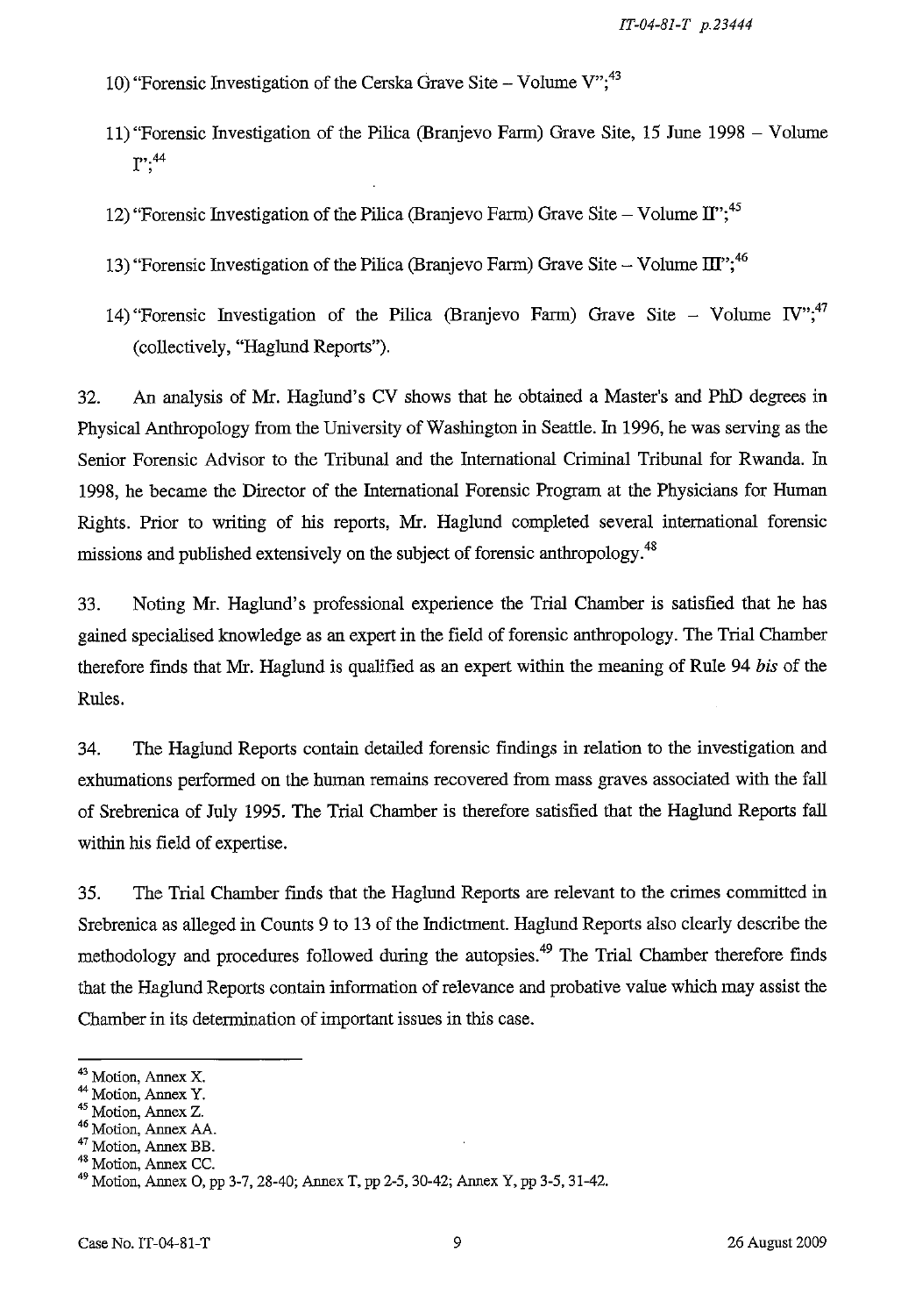10) "Forensic Investigation of the Cerska Grave Site – Volume V";[43]

11) "Forensic Investigation of the Pilica (Branjevo Farm) Grave Site, 15 June 1998 – Volume I";[44]

12) "Forensic Investigation of the Pilica (Branjevo Farm) Grave Site – Volume II";[45]

13) "Forensic Investigation of the Pilica (Branjevo Farm) Grave Site – Volume III";[46]

14) "Forensic Investigation of the Pilica (Branjevo Farm) Grave Site – Volume IV";[47] (collectively, "Haglund Reports").

32. An analysis of Mr. Haglund's CV shows that he obtained a Master's and PhD degrees in Physical Anthropology from the University of Washington in Seattle. In 1996, he was serving as the Senior Forensic Advisor to the Tribunal and the International Criminal Tribunal for Rwanda. In 1998, he became the Director of the International Forensic Program at the Physicians for Human Rights. Prior to writing of his reports, Mr. Haglund completed several international forensic missions and published extensively on the subject of forensic anthropology.[48]

33. Noting Mr. Haglund's professional experience the Trial Chamber is satisfied that he has gained specialised knowledge as an expert in the field of forensic anthropology. The Trial Chamber therefore finds that Mr. Haglund is qualified as an expert within the meaning of Rule 94 *bis* of the Rules.

34. The Haglund Reports contain detailed forensic findings in relation to the investigation and exhumations performed on the human remains recovered from mass graves associated with the fall of Srebrenica of July 1995. The Trial Chamber is therefore satisfied that the Haglund Reports fall within his field of expertise.

35. The Trial Chamber finds that the Haglund Reports are relevant to the crimes committed in Srebrenica as alleged in Counts 9 to 13 of the Indictment. Haglund Reports also clearly describe the methodology and procedures followed during the autopsies.[49] The Trial Chamber therefore finds that the Haglund Reports contain information of relevance and probative value which may assist the Chamber in its determination of important issues in this case.

---

[43] Motion, Annex X.
[44] Motion, Annex Y.
[45] Motion, Annex Z.
[46] Motion, Annex AA.
[47] Motion, Annex BB.
[48] Motion, Annex CC.
[49] Motion, Annex O, pp 3-7, 28-40; Annex T, pp 2-5, 30-42; Annex Y, pp 3-5, 31-42.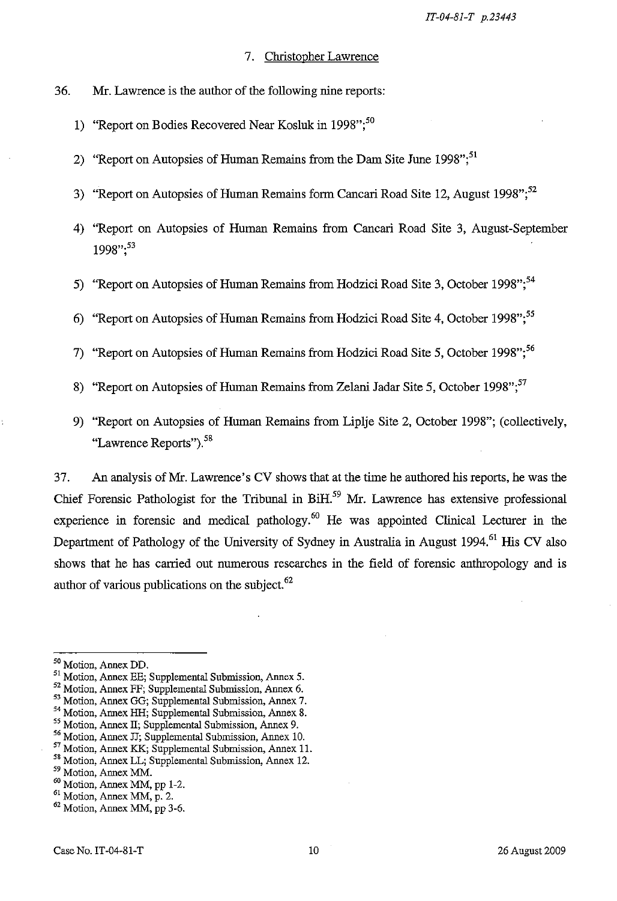### 7. Christopher Lawrence

36. Mr. Lawrence is the author of the following nine reports:

1) "Report on Bodies Recovered Near Kosluk in 1998";[50]

2) "Report on Autopsies of Human Remains from the Dam Site June 1998";[51]

3) "Report on Autopsies of Human Remains form Cancari Road Site 12, August 1998";[52]

4) "Report on Autopsies of Human Remains from Cancari Road Site 3, August-September 1998";[53]

5) "Report on Autopsies of Human Remains from Hodzici Road Site 3, October 1998";[54]

6) "Report on Autopsies of Human Remains from Hodzici Road Site 4, October 1998";[55]

7) "Report on Autopsies of Human Remains from Hodzici Road Site 5, October 1998";[56]

8) "Report on Autopsies of Human Remains from Zelani Jadar Site 5, October 1998";[57]

9) "Report on Autopsies of Human Remains from Liplje Site 2, October 1998"; (collectively, "Lawrence Reports").[58]

37. An analysis of Mr. Lawrence's CV shows that at the time he authored his reports, he was the Chief Forensic Pathologist for the Tribunal in BiH.[59] Mr. Lawrence has extensive professional experience in forensic and medical pathology.[60] He was appointed Clinical Lecturer in the Department of Pathology of the University of Sydney in Australia in August 1994.[61] His CV also shows that he has carried out numerous researches in the field of forensic anthropology and is author of various publications on the subject.[62]

---

[50] Motion, Annex DD.
[51] Motion, Annex EE; Supplemental Submission, Annex 5.
[52] Motion, Annex FF; Supplemental Submission, Annex 6.
[53] Motion, Annex GG; Supplemental Submission, Annex 7.
[54] Motion, Annex HH; Supplemental Submission, Annex 8.
[55] Motion, Annex II; Supplemental Submission, Annex 9.
[56] Motion, Annex JJ; Supplemental Submission, Annex 10.
[57] Motion, Annex KK; Supplemental Submission, Annex 11.
[58] Motion, Annex LL; Supplemental Submission, Annex 12.
[59] Motion, Annex MM.
[60] Motion, Annex MM, pp 1-2.
[61] Motion, Annex MM, p. 2.
[62] Motion, Annex MM, pp 3-6.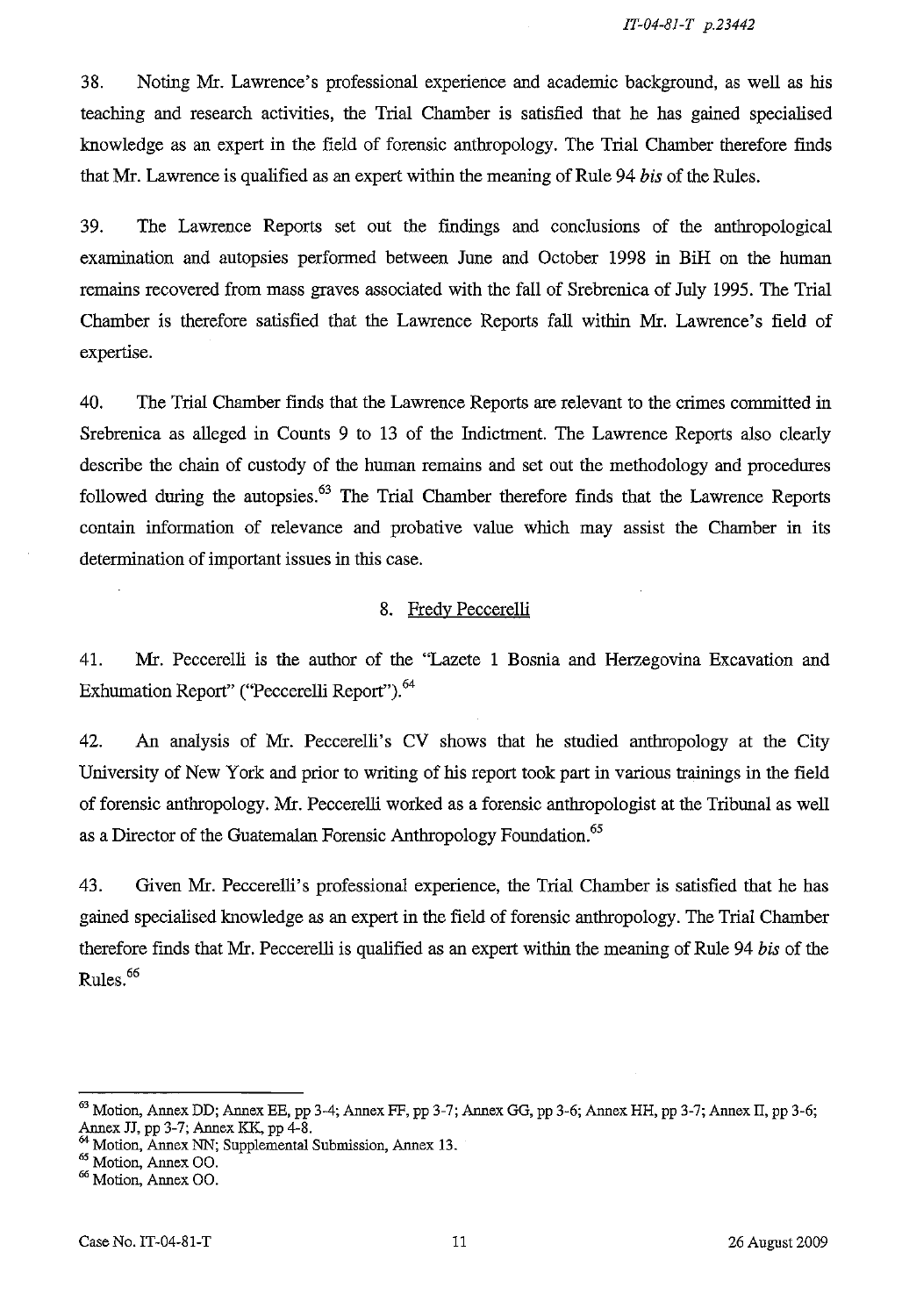38. Noting Mr. Lawrence's professional experience and academic background, as well as his teaching and research activities, the Trial Chamber is satisfied that he has gained specialised knowledge as an expert in the field of forensic anthropology. The Trial Chamber therefore finds that Mr. Lawrence is qualified as an expert within the meaning of Rule 94 *bis* of the Rules.

39. The Lawrence Reports set out the findings and conclusions of the anthropological examination and autopsies performed between June and October 1998 in BiH on the human remains recovered from mass graves associated with the fall of Srebrenica of July 1995. The Trial Chamber is therefore satisfied that the Lawrence Reports fall within Mr. Lawrence's field of expertise.

40. The Trial Chamber finds that the Lawrence Reports are relevant to the crimes committed in Srebrenica as alleged in Counts 9 to 13 of the Indictment. The Lawrence Reports also clearly describe the chain of custody of the human remains and set out the methodology and procedures followed during the autopsies.[63] The Trial Chamber therefore finds that the Lawrence Reports contain information of relevance and probative value which may assist the Chamber in its determination of important issues in this case.

### 8. Fredy Peccerelli

41. Mr. Peccerelli is the author of the "Lazete 1 Bosnia and Herzegovina Excavation and Exhumation Report" ("Peccerelli Report").[64]

42. An analysis of Mr. Peccerelli's CV shows that he studied anthropology at the City University of New York and prior to writing of his report took part in various trainings in the field of forensic anthropology. Mr. Peccerelli worked as a forensic anthropologist at the Tribunal as well as a Director of the Guatemalan Forensic Anthropology Foundation.[65]

43. Given Mr. Peccerelli's professional experience, the Trial Chamber is satisfied that he has gained specialised knowledge as an expert in the field of forensic anthropology. The Trial Chamber therefore finds that Mr. Peccerelli is qualified as an expert within the meaning of Rule 94 *bis* of the Rules.[66]

---

[63] Motion, Annex DD; Annex EE, pp 3-4; Annex FF, pp 3-7; Annex GG, pp 3-6; Annex HH, pp 3-7; Annex II, pp 3-6; Annex JJ, pp 3-7; Annex KK, pp 4-8.

[64] Motion, Annex NN; Supplemental Submission, Annex 13.

[65] Motion, Annex OO.

[66] Motion, Annex OO.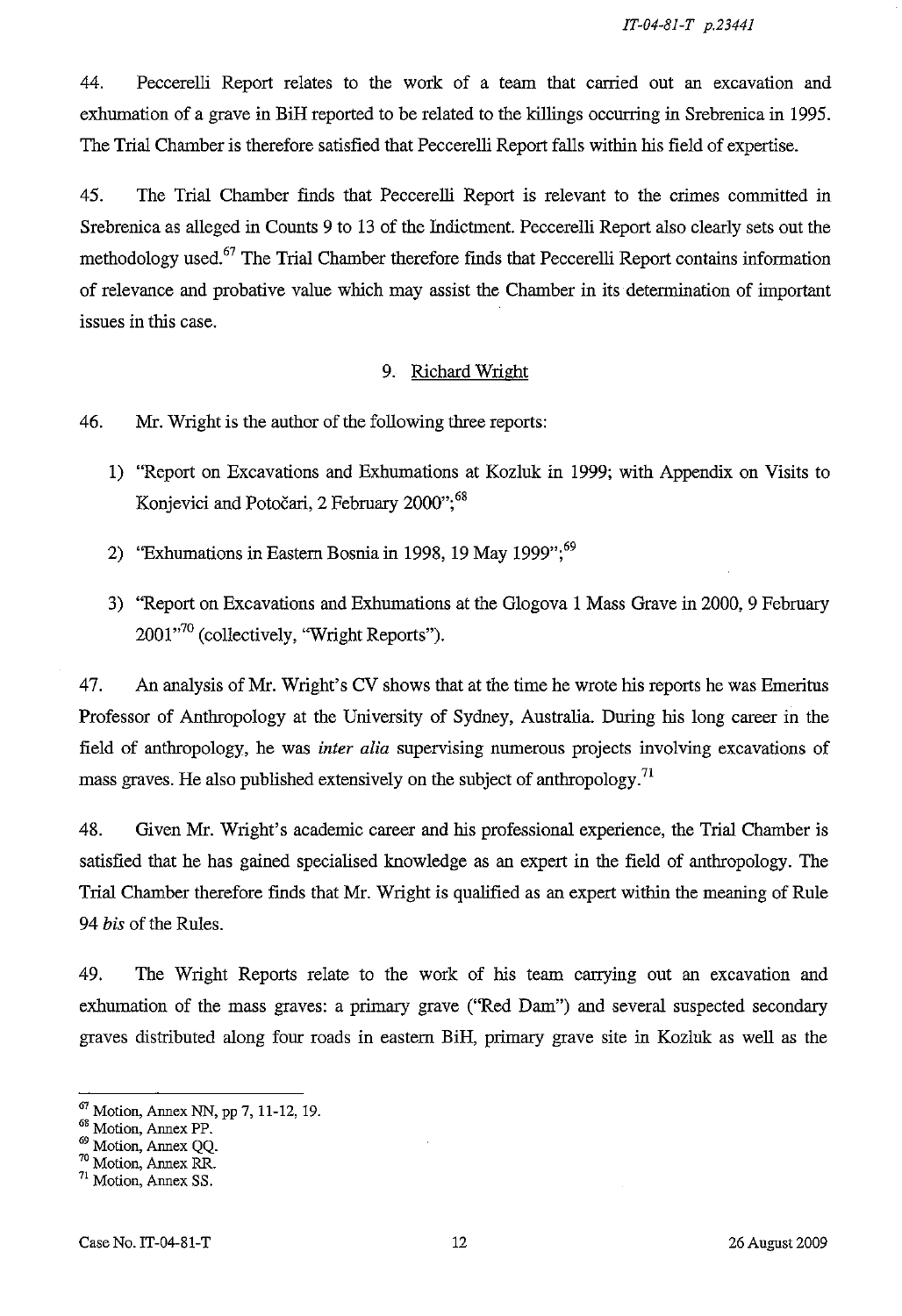44. Peccerelli Report relates to the work of a team that carried out an excavation and exhumation of a grave in BiH reported to be related to the killings occurring in Srebrenica in 1995. The Trial Chamber is therefore satisfied that Peccerelli Report falls within his field of expertise.

45. The Trial Chamber finds that Peccerelli Report is relevant to the crimes committed in Srebrenica as alleged in Counts 9 to 13 of the Indictment. Peccerelli Report also clearly sets out the methodology used.[67] The Trial Chamber therefore finds that Peccerelli Report contains information of relevance and probative value which may assist the Chamber in its determination of important issues in this case.

### 9. Richard Wright

46. Mr. Wright is the author of the following three reports:

1) "Report on Excavations and Exhumations at Kozluk in 1999; with Appendix on Visits to Konjevici and Potočari, 2 February 2000";[68]

2) "Exhumations in Eastern Bosnia in 1998, 19 May 1999";[69]

3) "Report on Excavations and Exhumations at the Glogova 1 Mass Grave in 2000, 9 February 2001"[70] (collectively, "Wright Reports").

47. An analysis of Mr. Wright's CV shows that at the time he wrote his reports he was Emeritus Professor of Anthropology at the University of Sydney, Australia. During his long career in the field of anthropology, he was *inter alia* supervising numerous projects involving excavations of mass graves. He also published extensively on the subject of anthropology.[71]

48. Given Mr. Wright's academic career and his professional experience, the Trial Chamber is satisfied that he has gained specialised knowledge as an expert in the field of anthropology. The Trial Chamber therefore finds that Mr. Wright is qualified as an expert within the meaning of Rule 94 *bis* of the Rules.

49. The Wright Reports relate to the work of his team carrying out an excavation and exhumation of the mass graves: a primary grave ("Red Dam") and several suspected secondary graves distributed along four roads in eastern BiH, primary grave site in Kozluk as well as the

---

[67] Motion, Annex NN, pp 7, 11-12, 19.
[68] Motion, Annex PP.
[69] Motion, Annex QQ.
[70] Motion, Annex RR.
[71] Motion, Annex SS.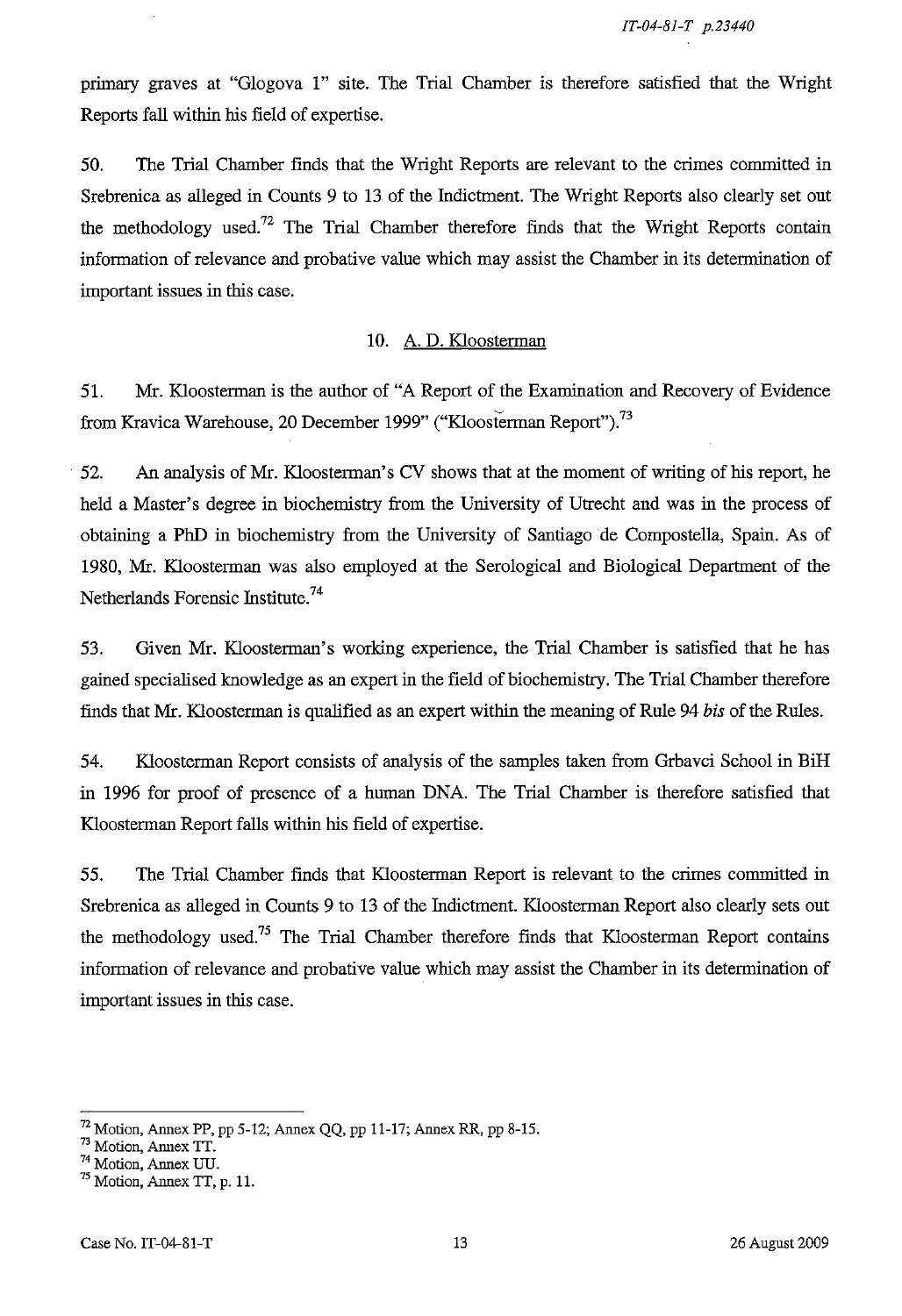primary graves at "Glogova 1" site. The Trial Chamber is therefore satisfied that the Wright Reports fall within his field of expertise.

50. The Trial Chamber finds that the Wright Reports are relevant to the crimes committed in Srebrenica as alleged in Counts 9 to 13 of the Indictment. The Wright Reports also clearly set out the methodology used.[72] The Trial Chamber therefore finds that the Wright Reports contain information of relevance and probative value which may assist the Chamber in its determination of important issues in this case.

### 10. A. D. Kloosterman

51. Mr. Kloosterman is the author of "A Report of the Examination and Recovery of Evidence from Kravica Warehouse, 20 December 1999" ("Kloosterman Report").[73]

52. An analysis of Mr. Kloosterman's CV shows that at the moment of writing of his report, he held a Master's degree in biochemistry from the University of Utrecht and was in the process of obtaining a PhD in biochemistry from the University of Santiago de Compostella, Spain. As of 1980, Mr. Kloosterman was also employed at the Serological and Biological Department of the Netherlands Forensic Institute.[74]

53. Given Mr. Kloosterman's working experience, the Trial Chamber is satisfied that he has gained specialised knowledge as an expert in the field of biochemistry. The Trial Chamber therefore finds that Mr. Kloosterman is qualified as an expert within the meaning of Rule 94 *bis* of the Rules.

54. Kloosterman Report consists of analysis of the samples taken from Grbavci School in BiH in 1996 for proof of presence of a human DNA. The Trial Chamber is therefore satisfied that Kloosterman Report falls within his field of expertise.

55. The Trial Chamber finds that Kloosterman Report is relevant to the crimes committed in Srebrenica as alleged in Counts 9 to 13 of the Indictment. Kloosterman Report also clearly sets out the methodology used.[75] The Trial Chamber therefore finds that Kloosterman Report contains information of relevance and probative value which may assist the Chamber in its determination of important issues in this case.

---

[72] Motion, Annex PP, pp 5-12; Annex QQ, pp 11-17; Annex RR, pp 8-15.

[73] Motion, Annex TT.

[74] Motion, Annex UU.

[75] Motion, Annex TT, p. 11.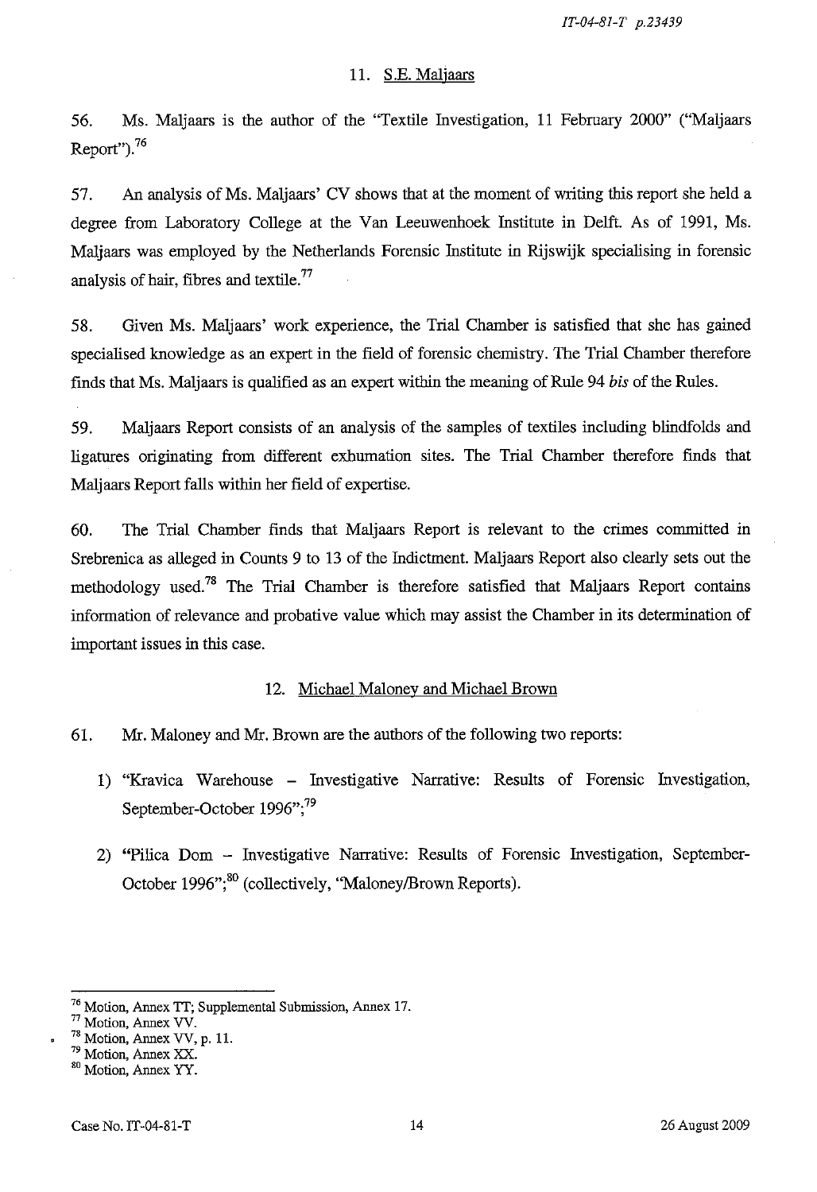### 11. S.E. Maljaars

56. Ms. Maljaars is the author of the "Textile Investigation, 11 February 2000" ("Maljaars Report").[76]

57. An analysis of Ms. Maljaars' CV shows that at the moment of writing this report she held a degree from Laboratory College at the Van Leeuwenhoek Institute in Delft. As of 1991, Ms. Maljaars was employed by the Netherlands Forensic Institute in Rijswijk specialising in forensic analysis of hair, fibres and textile.[77]

58. Given Ms. Maljaars' work experience, the Trial Chamber is satisfied that she has gained specialised knowledge as an expert in the field of forensic chemistry. The Trial Chamber therefore finds that Ms. Maljaars is qualified as an expert within the meaning of Rule 94 *bis* of the Rules.

59. Maljaars Report consists of an analysis of the samples of textiles including blindfolds and ligatures originating from different exhumation sites. The Trial Chamber therefore finds that Maljaars Report falls within her field of expertise.

60. The Trial Chamber finds that Maljaars Report is relevant to the crimes committed in Srebrenica as alleged in Counts 9 to 13 of the Indictment. Maljaars Report also clearly sets out the methodology used.[78] The Trial Chamber is therefore satisfied that Maljaars Report contains information of relevance and probative value which may assist the Chamber in its determination of important issues in this case.

### 12. Michael Maloney and Michael Brown

61. Mr. Maloney and Mr. Brown are the authors of the following two reports:

1) "Kravica Warehouse – Investigative Narrative: Results of Forensic Investigation, September-October 1996";[79]

2) "Pilica Dom – Investigative Narrative: Results of Forensic Investigation, September-October 1996";[80] (collectively, "Maloney/Brown Reports).

---

[76] Motion, Annex TT; Supplemental Submission, Annex 17.

[77] Motion, Annex VV.

[78] Motion, Annex VV, p. 11.

[79] Motion, Annex XX.

[80] Motion, Annex YY.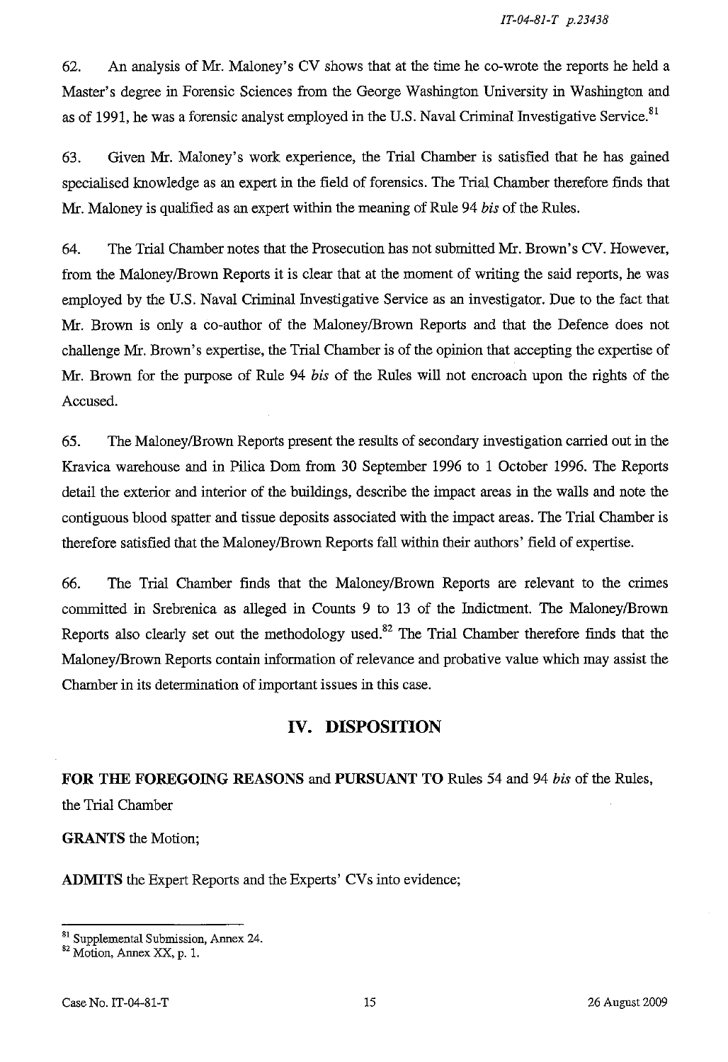62. An analysis of Mr. Maloney's CV shows that at the time he co-wrote the reports he held a Master's degree in Forensic Sciences from the George Washington University in Washington and as of 1991, he was a forensic analyst employed in the U.S. Naval Criminal Investigative Service.[81]

63. Given Mr. Maloney's work experience, the Trial Chamber is satisfied that he has gained specialised knowledge as an expert in the field of forensics. The Trial Chamber therefore finds that Mr. Maloney is qualified as an expert within the meaning of Rule 94 *bis* of the Rules.

64. The Trial Chamber notes that the Prosecution has not submitted Mr. Brown's CV. However, from the Maloney/Brown Reports it is clear that at the moment of writing the said reports, he was employed by the U.S. Naval Criminal Investigative Service as an investigator. Due to the fact that Mr. Brown is only a co-author of the Maloney/Brown Reports and that the Defence does not challenge Mr. Brown's expertise, the Trial Chamber is of the opinion that accepting the expertise of Mr. Brown for the purpose of Rule 94 *bis* of the Rules will not encroach upon the rights of the Accused.

65. The Maloney/Brown Reports present the results of secondary investigation carried out in the Kravica warehouse and in Pilica Dom from 30 September 1996 to 1 October 1996. The Reports detail the exterior and interior of the buildings, describe the impact areas in the walls and note the contiguous blood spatter and tissue deposits associated with the impact areas. The Trial Chamber is therefore satisfied that the Maloney/Brown Reports fall within their authors' field of expertise.

66. The Trial Chamber finds that the Maloney/Brown Reports are relevant to the crimes committed in Srebrenica as alleged in Counts 9 to 13 of the Indictment. The Maloney/Brown Reports also clearly set out the methodology used.[82] The Trial Chamber therefore finds that the Maloney/Brown Reports contain information of relevance and probative value which may assist the Chamber in its determination of important issues in this case.

## IV. DISPOSITION

**FOR THE FOREGOING REASONS** and **PURSUANT TO** Rules 54 and 94 *bis* of the Rules, the Trial Chamber

**GRANTS** the Motion;

**ADMITS** the Expert Reports and the Experts' CVs into evidence;

---

[81] Supplemental Submission, Annex 24.

[82] Motion, Annex XX, p. 1.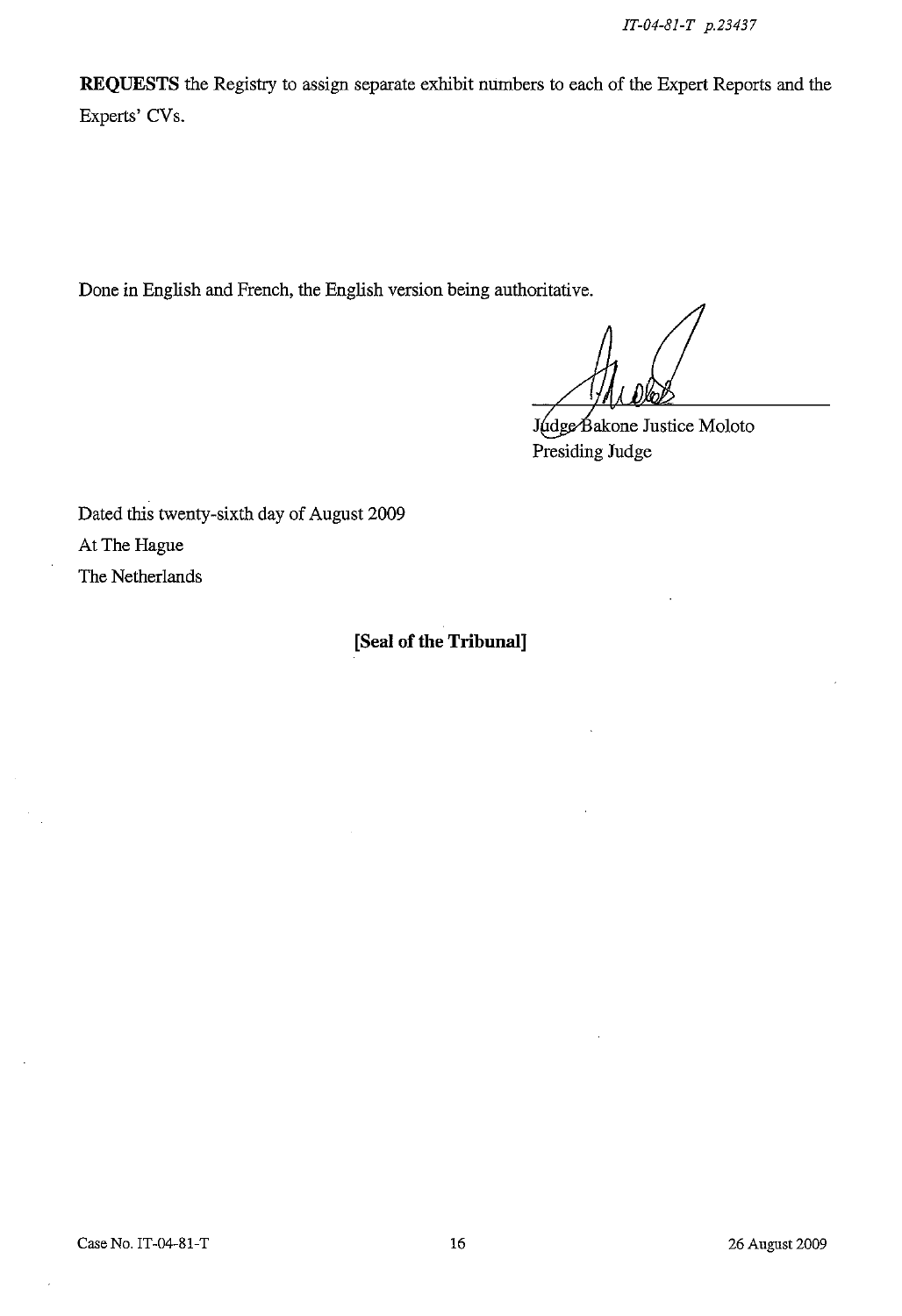**REQUESTS** the Registry to assign separate exhibit numbers to each of the Expert Reports and the Experts' CVs.

Done in English and French, the English version being authoritative.

Judge Bakone Justice Moloto
Presiding Judge

Dated this twenty-sixth day of August 2009
At The Hague
The Netherlands

**[Seal of the Tribunal]**